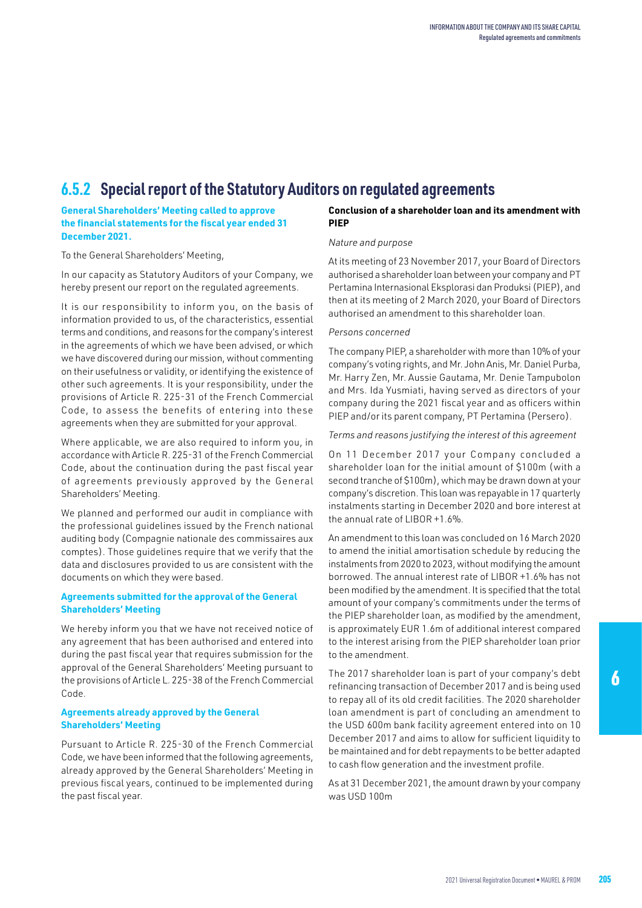## 6.5.2 Special report of the Statutory Auditors on regulated agreements

**General Shareholders' Meeting called to approve the financial statements for the fiscal year ended 31 December 2021.**

To the General Shareholders' Meeting,

In our capacity as Statutory Auditors of your Company, we hereby present our report on the regulated agreements.

It is our responsibility to inform you, on the basis of information provided to us, of the characteristics, essential terms and conditions, and reasons for the company's interest in the agreements of which we have been advised, or which we have discovered during our mission, without commenting on their usefulness or validity, or identifying the existence of other such agreements. It is your responsibility, under the provisions of Article R. 225-31 of the French Commercial Code, to assess the benefits of entering into these agreements when they are submitted for your approval.

Where applicable, we are also required to inform you, in accordance with Article R. 225-31 of the French Commercial Code, about the continuation during the past fiscal year of agreements previously approved by the General Shareholders' Meeting.

We planned and performed our audit in compliance with the professional guidelines issued by the French national auditing body (Compagnie nationale des commissaires aux comptes). Those guidelines require that we verify that the data and disclosures provided to us are consistent with the documents on which they were based.

**Agreements submitted for the approval of the General Shareholders' Meeting**

We hereby inform you that we have not received notice of any agreement that has been authorised and entered into during the past fiscal year that requires submission for the approval of the General Shareholders' Meeting pursuant to the provisions of Article L. 225-38 of the French Commercial Code.

**Agreements already approved by the General Shareholders' Meeting**

Pursuant to Article R. 225-30 of the French Commercial Code, we have been informed that the following agreements, already approved by the General Shareholders' Meeting in previous fiscal years, continued to be implemented during the past fiscal year.

**Conclusion of a shareholder loan and its amendment with PIEP**

*Nature and purpose*

At its meeting of 23 November 2017, your Board of Directors authorised a shareholder loan between your company and PT Pertamina Internasional Eksplorasi dan Produksi (PIEP), and then at its meeting of 2 March 2020, your Board of Directors authorised an amendment to this shareholder loan.

*Persons concerned*

The company PIEP, a shareholder with more than 10% of your company's voting rights, and Mr. John Anis, Mr. Daniel Purba, Mr. Harry Zen, Mr. Aussie Gautama, Mr. Denie Tampubolon and Mrs. Ida Yusmiati, having served as directors of your company during the 2021 fiscal year and as officers within PIEP and/or its parent company, PT Pertamina (Persero).

*Terms and reasons justifying the interest of this agreement*

On 11 December 2017 your Company concluded a shareholder loan for the initial amount of \$100m (with a second tranche of \$100m), which may be drawn down at your company's discretion. This loan was repayable in 17 quarterly instalments starting in December 2020 and bore interest at the annual rate of LIBOR +1.6%.

An amendment to this loan was concluded on 16 March 2020 to amend the initial amortisation schedule by reducing the instalments from 2020 to 2023, without modifying the amount borrowed. The annual interest rate of LIBOR +1.6% has not been modified by the amendment. It is specified that the total amount of your company's commitments under the terms of the PIEP shareholder loan, as modified by the amendment, is approximately EUR 1.6m of additional interest compared to the interest arising from the PIEP shareholder loan prior to the amendment.

The 2017 shareholder loan is part of your company's debt refinancing transaction of December 2017 and is being used to repay all of its old credit facilities. The 2020 shareholder loan amendment is part of concluding an amendment to the USD 600m bank facility agreement entered into on 10 December 2017 and aims to allow for sufficient liquidity to be maintained and for debt repayments to be better adapted to cash flow generation and the investment profile.

As at 31 December 2021, the amount drawn by your company was USD 100m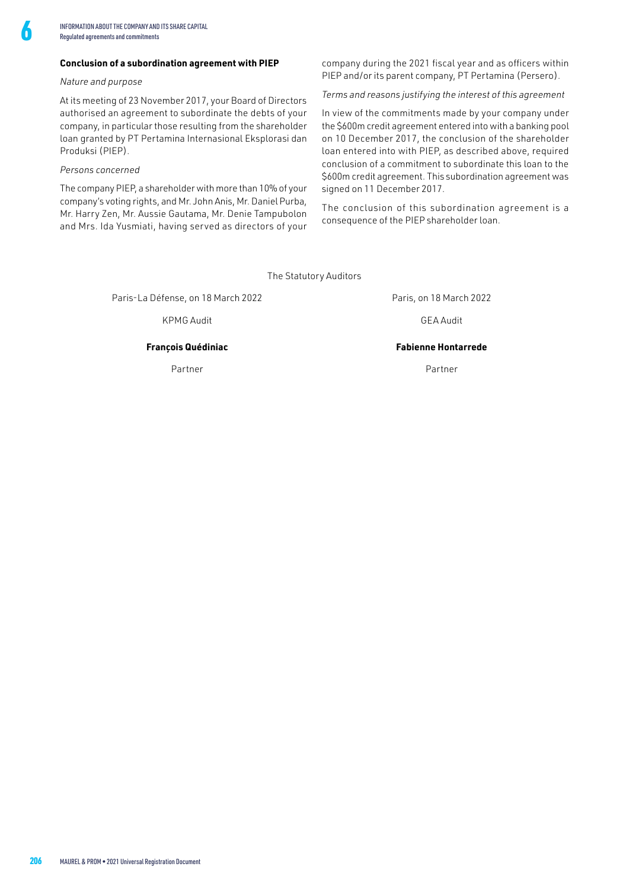### Conclusion of a subordination agreement with PIEP

*Nature and purpose*

At its meeting of 23 November 2017, your Board of Directors authorised an agreement to subordinate the debts of your company, in particular those resulting from the shareholder loan granted by PT Pertamina Internasional Eksplorasi dan Produksi (PIEP).

*Persons concerned*

The company PIEP, a shareholder with more than 10% of your company's voting rights, and Mr. John Anis, Mr. Daniel Purba, Mr. Harry Zen, Mr. Aussie Gautama, Mr. Denie Tampubolon and Mrs. Ida Yusmiati, having served as directors of your company during the 2021 fiscal year and as officers within PIEP and/or its parent company, PT Pertamina (Persero).

*Terms and reasons justifying the interest of this agreement*

In view of the commitments made by your company under the $600m credit agreement entered into with a banking pool on 10 December 2017, the conclusion of the shareholder loan entered into with PIEP, as described above, required conclusion of a commitment to subordinate this loan to the $600m credit agreement. This subordination agreement was signed on 11 December 2017.

The conclusion of this subordination agreement is a consequence of the PIEP shareholder loan.

The Statutory Auditors

| | |
|---|---|
| Paris-La Défense, on 18 March 2022 | Paris, on 18 March 2022 |
| KPMG Audit | GEA Audit |
| **François Quédiniac** | **Fabienne Hontarrede** |
| Partner | Partner |